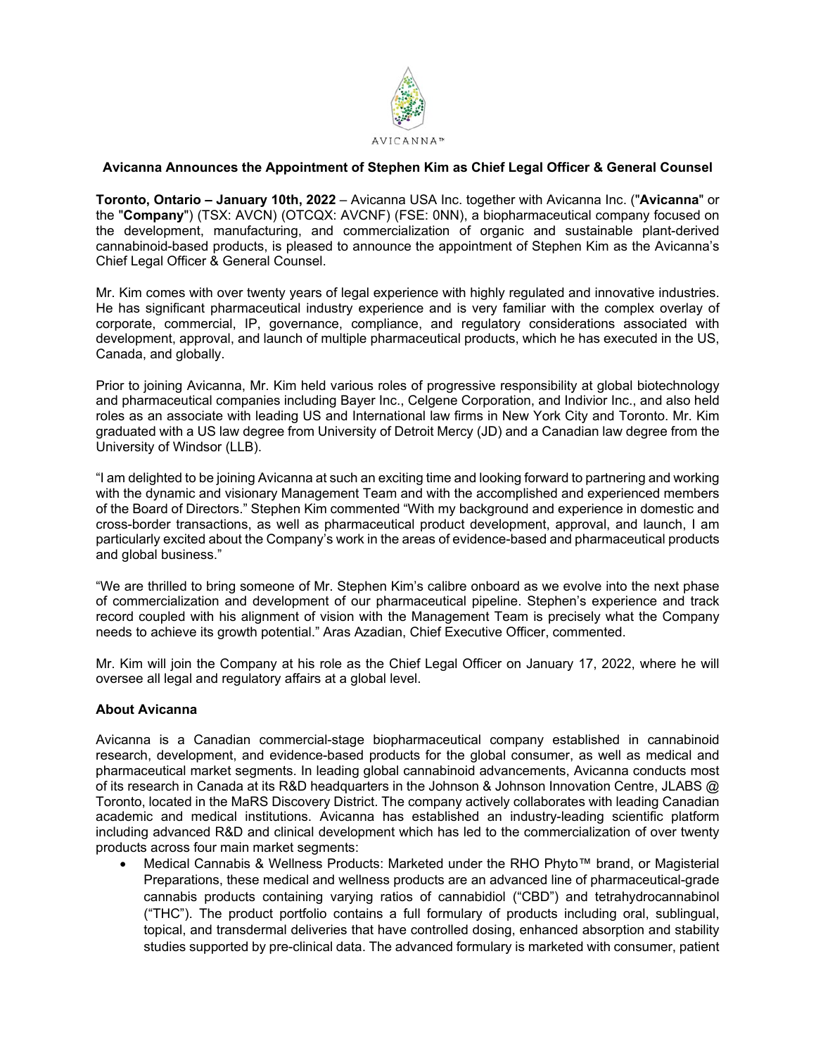AVICANNA™

**Avicanna Announces the Appointment of Stephen Kim as Chief Legal Officer & General Counsel**

**Toronto, Ontario – January 10th, 2022** – Avicanna USA Inc. together with Avicanna Inc. ("**Avicanna**" or the "**Company**") (TSX: AVCN) (OTCQX: AVCNF) (FSE: 0NN), a biopharmaceutical company focused on the development, manufacturing, and commercialization of organic and sustainable plant-derived cannabinoid-based products, is pleased to announce the appointment of Stephen Kim as the Avicanna's Chief Legal Officer & General Counsel.

Mr. Kim comes with over twenty years of legal experience with highly regulated and innovative industries. He has significant pharmaceutical industry experience and is very familiar with the complex overlay of corporate, commercial, IP, governance, compliance, and regulatory considerations associated with development, approval, and launch of multiple pharmaceutical products, which he has executed in the US, Canada, and globally.

Prior to joining Avicanna, Mr. Kim held various roles of progressive responsibility at global biotechnology and pharmaceutical companies including Bayer Inc., Celgene Corporation, and Indivior Inc., and also held roles as an associate with leading US and International law firms in New York City and Toronto. Mr. Kim graduated with a US law degree from University of Detroit Mercy (JD) and a Canadian law degree from the University of Windsor (LLB).

"I am delighted to be joining Avicanna at such an exciting time and looking forward to partnering and working with the dynamic and visionary Management Team and with the accomplished and experienced members of the Board of Directors." Stephen Kim commented "With my background and experience in domestic and cross-border transactions, as well as pharmaceutical product development, approval, and launch, I am particularly excited about the Company's work in the areas of evidence-based and pharmaceutical products and global business."

"We are thrilled to bring someone of Mr. Stephen Kim's calibre onboard as we evolve into the next phase of commercialization and development of our pharmaceutical pipeline. Stephen's experience and track record coupled with his alignment of vision with the Management Team is precisely what the Company needs to achieve its growth potential." Aras Azadian, Chief Executive Officer, commented.

Mr. Kim will join the Company at his role as the Chief Legal Officer on January 17, 2022, where he will oversee all legal and regulatory affairs at a global level.

**About Avicanna**

Avicanna is a Canadian commercial-stage biopharmaceutical company established in cannabinoid research, development, and evidence-based products for the global consumer, as well as medical and pharmaceutical market segments. In leading global cannabinoid advancements, Avicanna conducts most of its research in Canada at its R&D headquarters in the Johnson & Johnson Innovation Centre, JLABS @ Toronto, located in the MaRS Discovery District. The company actively collaborates with leading Canadian academic and medical institutions. Avicanna has established an industry-leading scientific platform including advanced R&D and clinical development which has led to the commercialization of over twenty products across four main market segments:

- Medical Cannabis & Wellness Products: Marketed under the RHO Phyto™ brand, or Magisterial Preparations, these medical and wellness products are an advanced line of pharmaceutical-grade cannabis products containing varying ratios of cannabidiol ("CBD") and tetrahydrocannabinol ("THC"). The product portfolio contains a full formulary of products including oral, sublingual, topical, and transdermal deliveries that have controlled dosing, enhanced absorption and stability studies supported by pre-clinical data. The advanced formulary is marketed with consumer, patient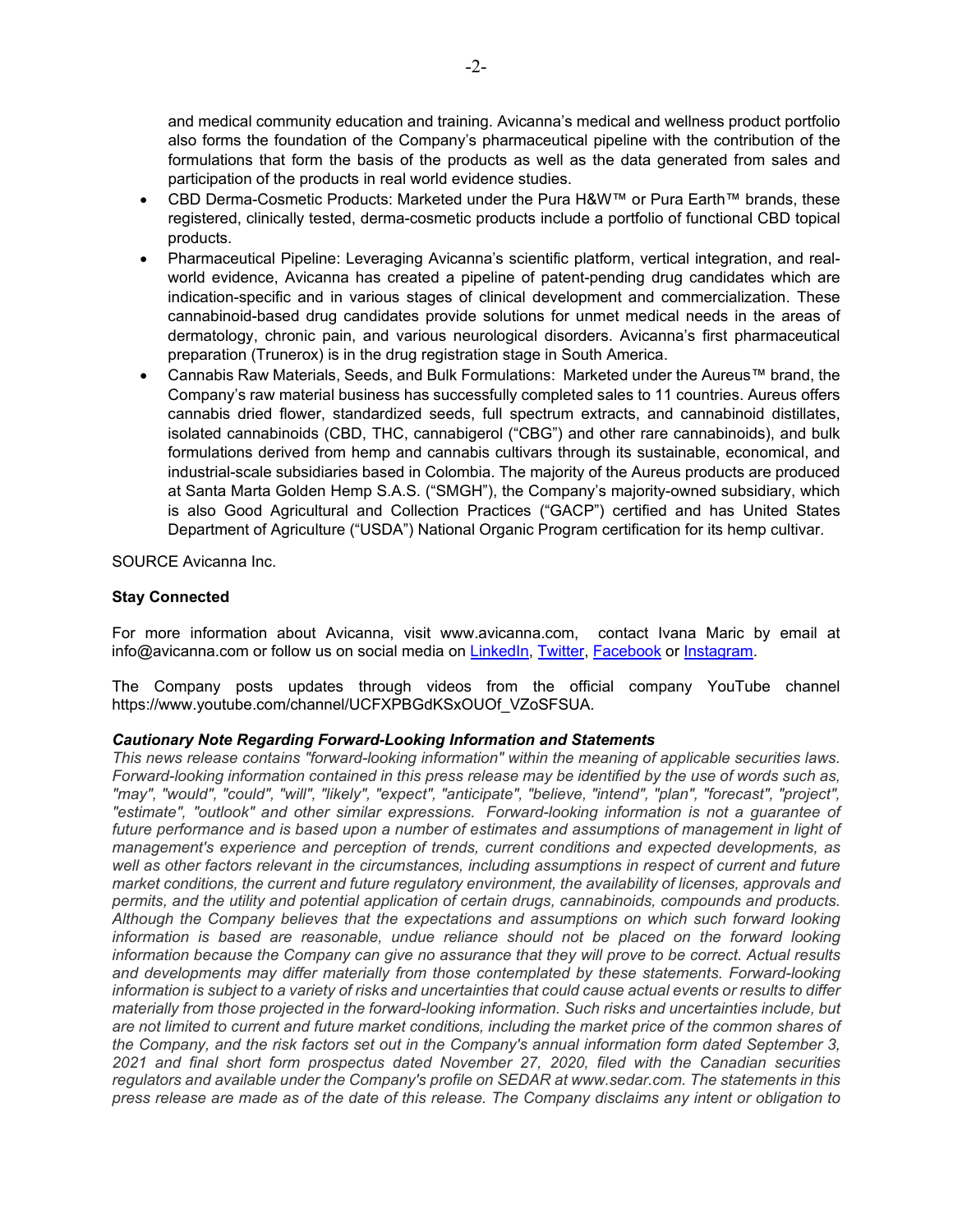and medical community education and training. Avicanna's medical and wellness product portfolio also forms the foundation of the Company's pharmaceutical pipeline with the contribution of the formulations that form the basis of the products as well as the data generated from sales and participation of the products in real world evidence studies.

- CBD Derma-Cosmetic Products: Marketed under the Pura H&W™ or Pura Earth™ brands, these registered, clinically tested, derma-cosmetic products include a portfolio of functional CBD topical products.
- Pharmaceutical Pipeline: Leveraging Avicanna's scientific platform, vertical integration, and real-world evidence, Avicanna has created a pipeline of patent-pending drug candidates which are indication-specific and in various stages of clinical development and commercialization. These cannabinoid-based drug candidates provide solutions for unmet medical needs in the areas of dermatology, chronic pain, and various neurological disorders. Avicanna's first pharmaceutical preparation (Trunerox) is in the drug registration stage in South America.
- Cannabis Raw Materials, Seeds, and Bulk Formulations: Marketed under the Aureus™ brand, the Company's raw material business has successfully completed sales to 11 countries. Aureus offers cannabis dried flower, standardized seeds, full spectrum extracts, and cannabinoid distillates, isolated cannabinoids (CBD, THC, cannabigerol ("CBG") and other rare cannabinoids), and bulk formulations derived from hemp and cannabis cultivars through its sustainable, economical, and industrial-scale subsidiaries based in Colombia. The majority of the Aureus products are produced at Santa Marta Golden Hemp S.A.S. ("SMGH"), the Company's majority-owned subsidiary, which is also Good Agricultural and Collection Practices ("GACP") certified and has United States Department of Agriculture ("USDA") National Organic Program certification for its hemp cultivar.

SOURCE Avicanna Inc.

**Stay Connected**

For more information about Avicanna, visit www.avicanna.com, contact Ivana Maric by email at info@avicanna.com or follow us on social media on LinkedIn, Twitter, Facebook or Instagram.

The Company posts updates through videos from the official company YouTube channel https://www.youtube.com/channel/UCFXPBGdKSxOUOf_VZoSFSUA.

***Cautionary Note Regarding Forward-Looking Information and Statements***

*This news release contains "forward-looking information" within the meaning of applicable securities laws. Forward-looking information contained in this press release may be identified by the use of words such as, "may", "would", "could", "will", "likely", "expect", "anticipate", "believe, "intend", "plan", "forecast", "project", "estimate", "outlook" and other similar expressions. Forward-looking information is not a guarantee of future performance and is based upon a number of estimates and assumptions of management in light of management's experience and perception of trends, current conditions and expected developments, as well as other factors relevant in the circumstances, including assumptions in respect of current and future market conditions, the current and future regulatory environment, the availability of licenses, approvals and permits, and the utility and potential application of certain drugs, cannabinoids, compounds and products. Although the Company believes that the expectations and assumptions on which such forward looking information is based are reasonable, undue reliance should not be placed on the forward looking information because the Company can give no assurance that they will prove to be correct. Actual results and developments may differ materially from those contemplated by these statements. Forward-looking information is subject to a variety of risks and uncertainties that could cause actual events or results to differ materially from those projected in the forward-looking information. Such risks and uncertainties include, but are not limited to current and future market conditions, including the market price of the common shares of the Company, and the risk factors set out in the Company's annual information form dated September 3, 2021 and final short form prospectus dated November 27, 2020, filed with the Canadian securities regulators and available under the Company's profile on SEDAR at www.sedar.com. The statements in this press release are made as of the date of this release. The Company disclaims any intent or obligation to*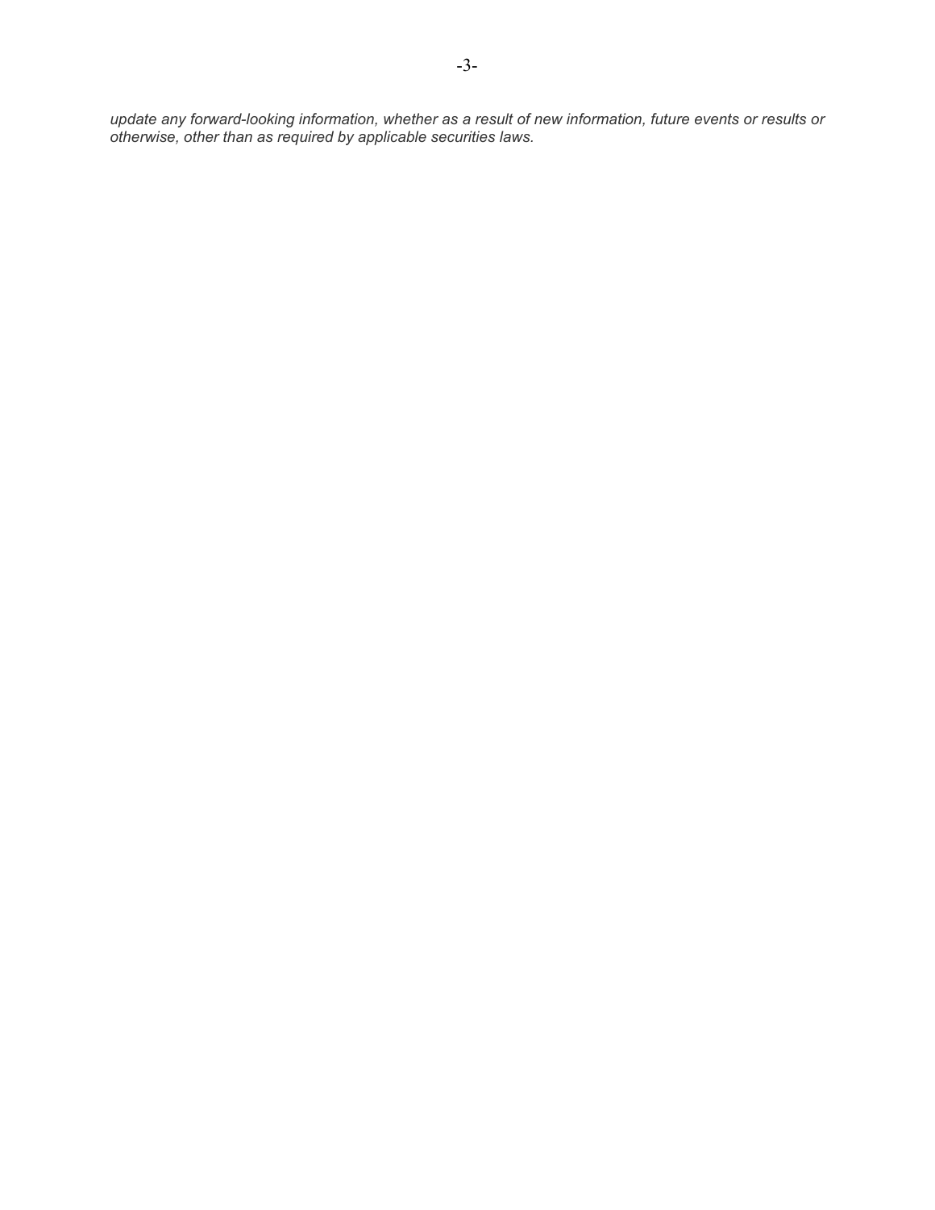*update any forward-looking information, whether as a result of new information, future events or results or otherwise, other than as required by applicable securities laws.*